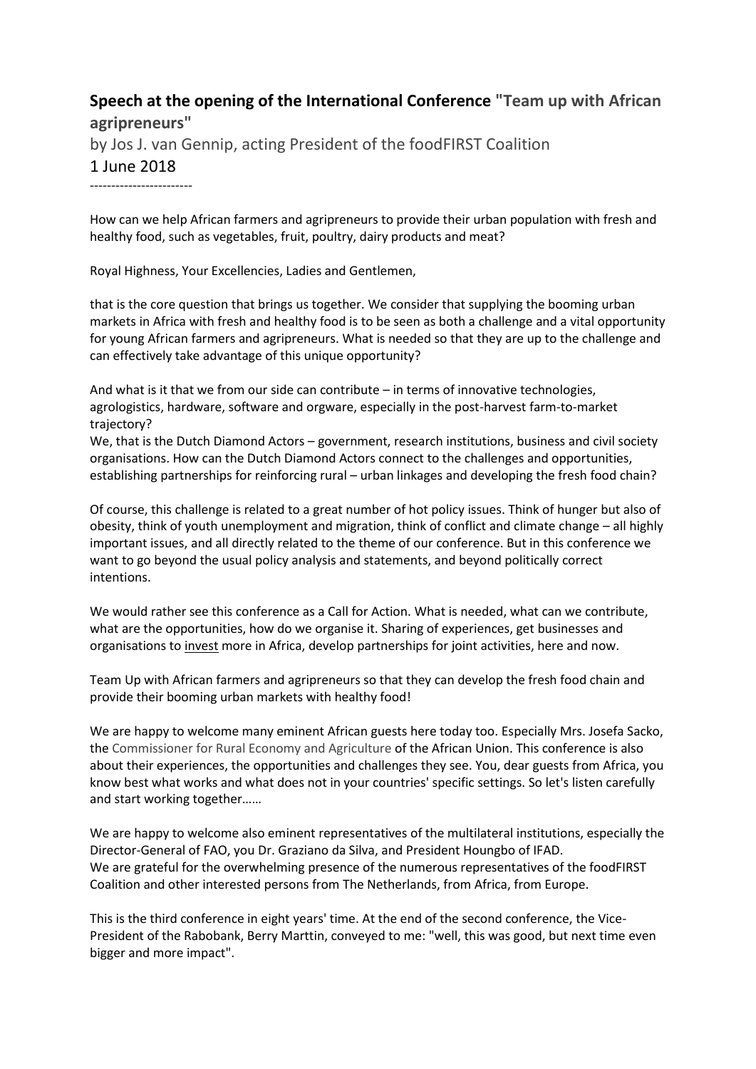## **Speech at the opening of the International Conference "Team up with African agripreneurs"**

by Jos J. van Gennip, acting President of the foodFIRST Coalition

1 June 2018

------------------------

How can we help African farmers and agripreneurs to provide their urban population with fresh and healthy food, such as vegetables, fruit, poultry, dairy products and meat?

Royal Highness, Your Excellencies, Ladies and Gentlemen,

that is the core question that brings us together. We consider that supplying the booming urban markets in Africa with fresh and healthy food is to be seen as both a challenge and a vital opportunity for young African farmers and agripreneurs. What is needed so that they are up to the challenge and can effectively take advantage of this unique opportunity?

And what is it that we from our side can contribute – in terms of innovative technologies, agrologistics, hardware, software and orgware, especially in the post-harvest farm-to-market trajectory?

We, that is the Dutch Diamond Actors – government, research institutions, business and civil society organisations. How can the Dutch Diamond Actors connect to the challenges and opportunities, establishing partnerships for reinforcing rural – urban linkages and developing the fresh food chain?

Of course, this challenge is related to a great number of hot policy issues. Think of hunger but also of obesity, think of youth unemployment and migration, think of conflict and climate change – all highly important issues, and all directly related to the theme of our conference. But in this conference we want to go beyond the usual policy analysis and statements, and beyond politically correct intentions.

We would rather see this conference as a Call for Action. What is needed, what can we contribute, what are the opportunities, how do we organise it. Sharing of experiences, get businesses and organisations to invest more in Africa, develop partnerships for joint activities, here and now.

Team Up with African farmers and agripreneurs so that they can develop the fresh food chain and provide their booming urban markets with healthy food!

We are happy to welcome many eminent African guests here today too. Especially Mrs. Josefa Sacko, the Commissioner for Rural Economy and Agriculture of the African Union. This conference is also about their experiences, the opportunities and challenges they see. You, dear guests from Africa, you know best what works and what does not in your countries' specific settings. So let's listen carefully and start working together……

We are happy to welcome also eminent representatives of the multilateral institutions, especially the Director-General of FAO, you Dr. Graziano da Silva, and President Houngbo of IFAD.

We are grateful for the overwhelming presence of the numerous representatives of the foodFIRST Coalition and other interested persons from The Netherlands, from Africa, from Europe.

This is the third conference in eight years' time. At the end of the second conference, the Vice-President of the Rabobank, Berry Marttin, conveyed to me: "well, this was good, but next time even bigger and more impact".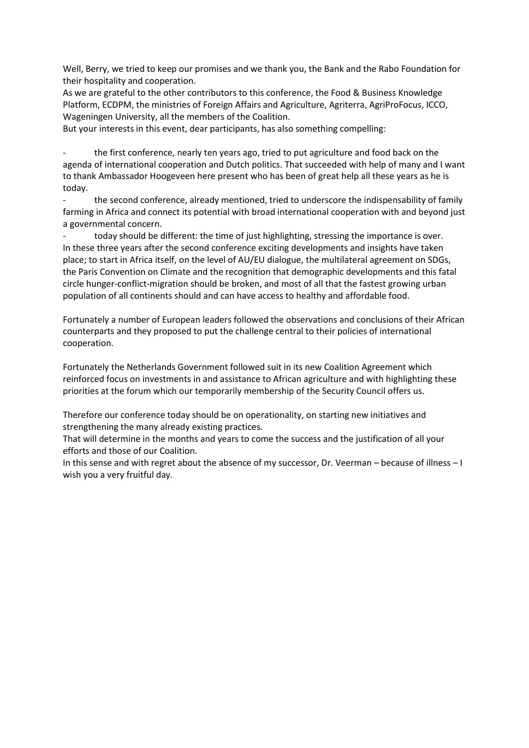Well, Berry, we tried to keep our promises and we thank you, the Bank and the Rabo Foundation for their hospitality and cooperation.
As we are grateful to the other contributors to this conference, the Food & Business Knowledge Platform, ECDPM, the ministries of Foreign Affairs and Agriculture, Agriterra, AgriProFocus, ICCO, Wageningen University, all the members of the Coalition.
But your interests in this event, dear participants, has also something compelling:

- the first conference, nearly ten years ago, tried to put agriculture and food back on the agenda of international cooperation and Dutch politics. That succeeded with help of many and I want to thank Ambassador Hoogeveen here present who has been of great help all these years as he is today.
- the second conference, already mentioned, tried to underscore the indispensability of family farming in Africa and connect its potential with broad international cooperation with and beyond just a governmental concern.
- today should be different: the time of just highlighting, stressing the importance is over.

In these three years after the second conference exciting developments and insights have taken place; to start in Africa itself, on the level of AU/EU dialogue, the multilateral agreement on SDGs, the Paris Convention on Climate and the recognition that demographic developments and this fatal circle hunger-conflict-migration should be broken, and most of all that the fastest growing urban population of all continents should and can have access to healthy and affordable food.

Fortunately a number of European leaders followed the observations and conclusions of their African counterparts and they proposed to put the challenge central to their policies of international cooperation.

Fortunately the Netherlands Government followed suit in its new Coalition Agreement which reinforced focus on investments in and assistance to African agriculture and with highlighting these priorities at the forum which our temporarily membership of the Security Council offers us.

Therefore our conference today should be on operationality, on starting new initiatives and strengthening the many already existing practices.
That will determine in the months and years to come the success and the justification of all your efforts and those of our Coalition.
In this sense and with regret about the absence of my successor, Dr. Veerman – because of illness – I wish you a very fruitful day.